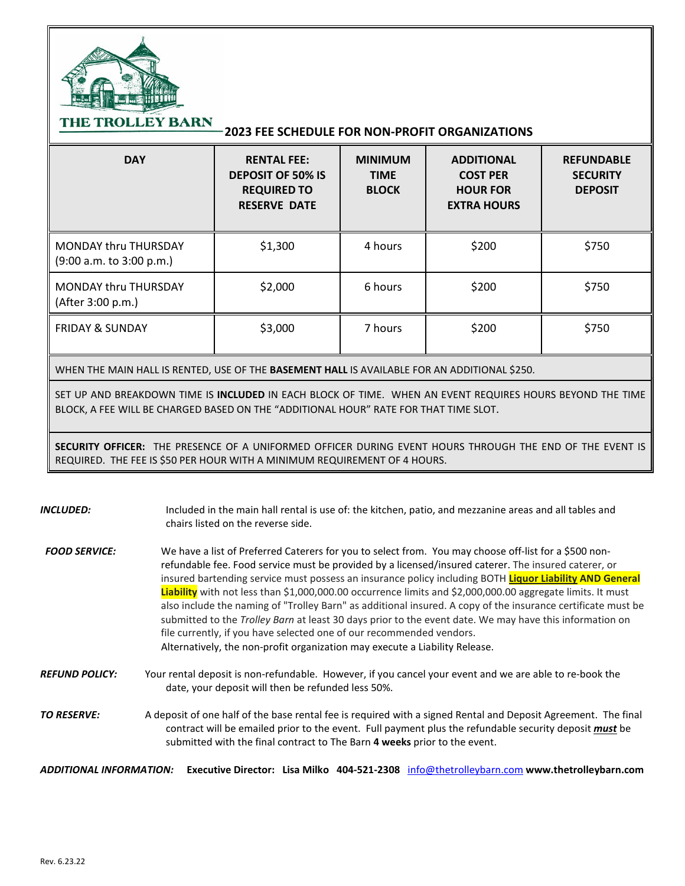# THE TROLLEY BARN

## 2023 FEE SCHEDULE FOR NON-PROFIT ORGANIZATIONS

| DAY | RENTAL FEE: DEPOSIT OF 50% IS REQUIRED TO RESERVE DATE | MINIMUM TIME BLOCK | ADDITIONAL COST PER HOUR FOR EXTRA HOURS | REFUNDABLE SECURITY DEPOSIT |
|---|---|---|---|---|
| MONDAY thru THURSDAY (9:00 a.m. to 3:00 p.m.) | $1,300 | 4 hours | $200 | $750 |
| MONDAY thru THURSDAY (After 3:00 p.m.) | $2,000 | 6 hours | $200 | $750 |
| FRIDAY & SUNDAY | $3,000 | 7 hours | $200 | $750 |

WHEN THE MAIN HALL IS RENTED, USE OF THE **BASEMENT HALL** IS AVAILABLE FOR AN ADDITIONAL $250.

SET UP AND BREAKDOWN TIME IS **INCLUDED** IN EACH BLOCK OF TIME. WHEN AN EVENT REQUIRES HOURS BEYOND THE TIME BLOCK, A FEE WILL BE CHARGED BASED ON THE "ADDITIONAL HOUR" RATE FOR THAT TIME SLOT.

**SECURITY OFFICER:** THE PRESENCE OF A UNIFORMED OFFICER DURING EVENT HOURS THROUGH THE END OF THE EVENT IS REQUIRED. THE FEE IS $50 PER HOUR WITH A MINIMUM REQUIREMENT OF 4 HOURS.

***INCLUDED:*** Included in the main hall rental is use of: the kitchen, patio, and mezzanine areas and all tables and chairs listed on the reverse side.

***FOOD SERVICE:*** We have a list of Preferred Caterers for you to select from. You may choose off-list for a $500 non-refundable fee. Food service must be provided by a licensed/insured caterer. The insured caterer, or insured bartending service must possess an insurance policy including BOTH **Liquor Liability AND General Liability** with not less than $1,000,000.00 occurrence limits and $2,000,000.00 aggregate limits. It must also include the naming of "Trolley Barn" as additional insured. A copy of the insurance certificate must be submitted to the *Trolley Barn* at least 30 days prior to the event date. We may have this information on file currently, if you have selected one of our recommended vendors.
Alternatively, the non-profit organization may execute a Liability Release.

***REFUND POLICY:*** Your rental deposit is non-refundable. However, if you cancel your event and we are able to re-book the date, your deposit will then be refunded less 50%.

***TO RESERVE:*** A deposit of one half of the base rental fee is required with a signed Rental and Deposit Agreement. The final contract will be emailed prior to the event. Full payment plus the refundable security deposit ***must*** be submitted with the final contract to The Barn **4 weeks** prior to the event.

***ADDITIONAL INFORMATION:*** **Executive Director: Lisa Milko 404-521-2308** info@thetrolleybarn.com **www.thetrolleybarn.com**

Rev. 6.23.22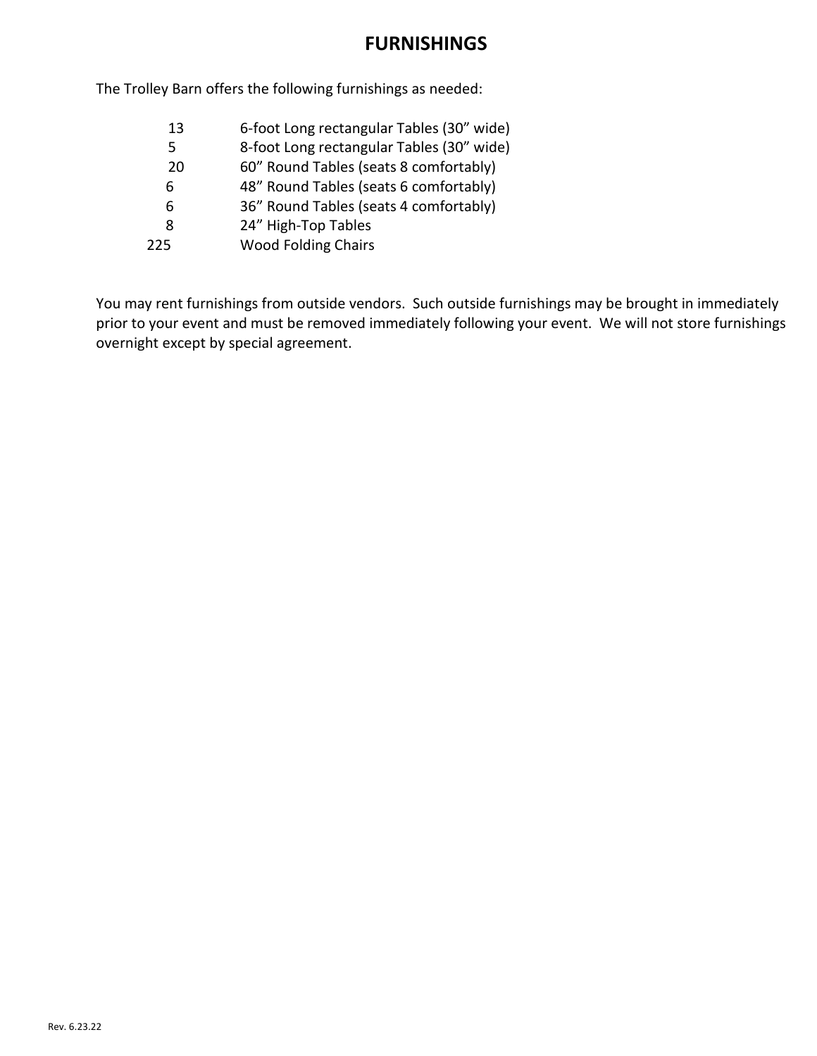# FURNISHINGS

The Trolley Barn offers the following furnishings as needed:

| | |
|---|---|
| 13 | 6-foot Long rectangular Tables (30" wide) |
| 5 | 8-foot Long rectangular Tables (30" wide) |
| 20 | 60" Round Tables (seats 8 comfortably) |
| 6 | 48" Round Tables (seats 6 comfortably) |
| 6 | 36" Round Tables (seats 4 comfortably) |
| 8 | 24" High-Top Tables |
| 225 | Wood Folding Chairs |

You may rent furnishings from outside vendors. Such outside furnishings may be brought in immediately prior to your event and must be removed immediately following your event. We will not store furnishings overnight except by special agreement.

Rev. 6.23.22